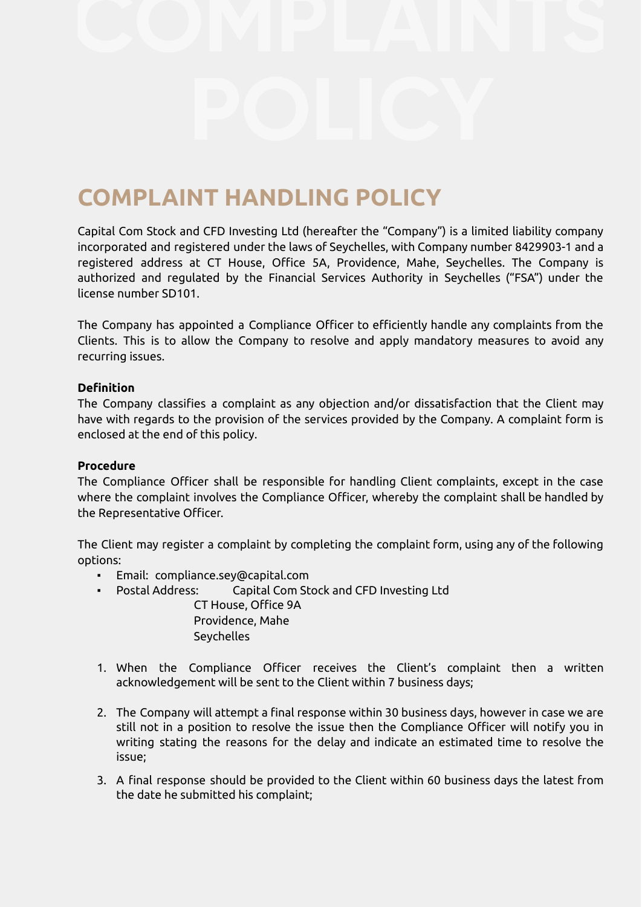# COMPLAINTS POLICY

## COMPLAINT HANDLING POLICY

Capital Com Stock and CFD Investing Ltd (hereafter the "Company") is a limited liability company incorporated and registered under the laws of Seychelles, with Company number 8429903-1 and a registered address at CT House, Office 5A, Providence, Mahe, Seychelles. The Company is authorized and regulated by the Financial Services Authority in Seychelles ("FSA") under the license number SD101.

The Company has appointed a Compliance Officer to efficiently handle any complaints from the Clients. This is to allow the Company to resolve and apply mandatory measures to avoid any recurring issues.

**Definition**
The Company classifies a complaint as any objection and/or dissatisfaction that the Client may have with regards to the provision of the services provided by the Company. A complaint form is enclosed at the end of this policy.

**Procedure**
The Compliance Officer shall be responsible for handling Client complaints, except in the case where the complaint involves the Compliance Officer, whereby the complaint shall be handled by the Representative Officer.

The Client may register a complaint by completing the complaint form, using any of the following options:

- Email: compliance.sey@capital.com
- Postal Address: Capital Com Stock and CFD Investing Ltd
  CT House, Office 9A
  Providence, Mahe
  Seychelles

1. When the Compliance Officer receives the Client's complaint then a written acknowledgement will be sent to the Client within 7 business days;

2. The Company will attempt a final response within 30 business days, however in case we are still not in a position to resolve the issue then the Compliance Officer will notify you in writing stating the reasons for the delay and indicate an estimated time to resolve the issue;

3. A final response should be provided to the Client within 60 business days the latest from the date he submitted his complaint;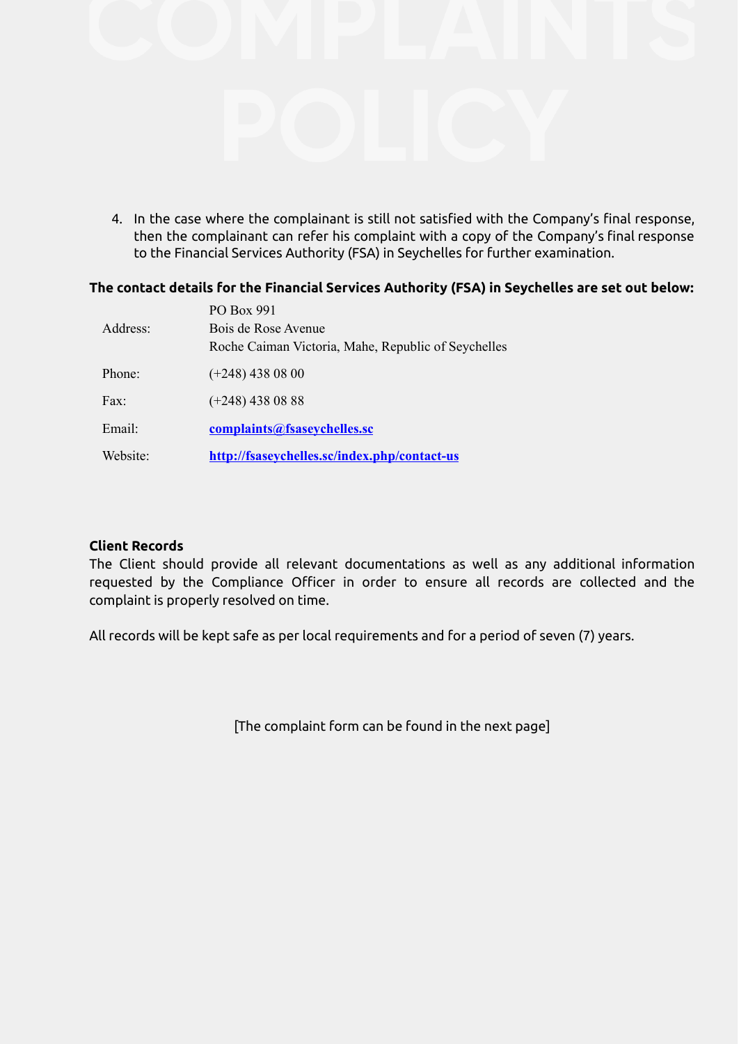4. In the case where the complainant is still not satisfied with the Company's final response, then the complainant can refer his complaint with a copy of the Company's final response to the Financial Services Authority (FSA) in Seychelles for further examination.

**The contact details for the Financial Services Authority (FSA) in Seychelles are set out below:**

| | |
|---|---|
| Address: | PO Box 991<br>Bois de Rose Avenue<br>Roche Caiman Victoria, Mahe, Republic of Seychelles |
| Phone: | (+248) 438 08 00 |
| Fax: | (+248) 438 08 88 |
| Email: | **complaints@fsaseychelles.sc** |
| Website: | **http://fsaseychelles.sc/index.php/contact-us** |

**Client Records**

The Client should provide all relevant documentations as well as any additional information requested by the Compliance Officer in order to ensure all records are collected and the complaint is properly resolved on time.

All records will be kept safe as per local requirements and for a period of seven (7) years.

[The complaint form can be found in the next page]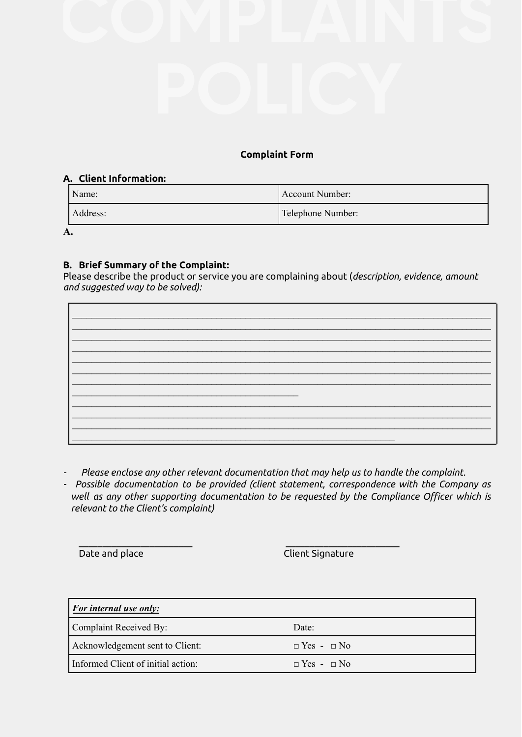# COMPLAINTS POLICY

**Complaint Form**

**A. Client Information:**

| Name: | Account Number: |
|---|---|
| Address: | Telephone Number: |

**A.**

**B. Brief Summary of the Complaint:**

Please describe the product or service you are complaining about (*description, evidence, amount and suggested way to be solved):*

| ______________________________________________________________________________ |
|---|
| ______________________________________________________________________________ |
| ______________________________________________________________________________ |
| ______________________________________________________________________________ |
| ______________________________________________________________________________ |
| ______________________________________________________________________________ |
| ______________________________________________________________________________ |
| ___________________________________________ |
| ______________________________________________________________________________ |
| ______________________________________________________________________________ |
| ______________________________________________________________________________ |
| ____________________________________________________________ |

- *Please enclose any other relevant documentation that may help us to handle the complaint.*
- *Possible documentation to be provided (client statement, correspondence with the Company as well as any other supporting documentation to be requested by the Compliance Officer which is relevant to the Client's complaint)*

______________________ ______________________

Date and place Client Signature

| ***For internal use only:*** | |
|---|---|
| Complaint Received By: | Date: |
| Acknowledgement sent to Client: | □ Yes - □ No |
| Informed Client of initial action: | □ Yes - □ No |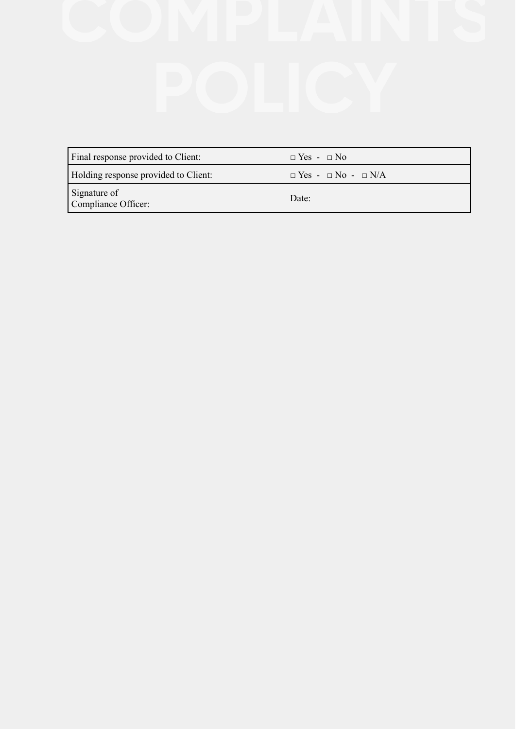| | |
|---|---|
| Final response provided to Client: | □ Yes - □ No |
| Holding response provided to Client: | □ Yes - □ No - □ N/A |
| Signature of Compliance Officer: | Date: |